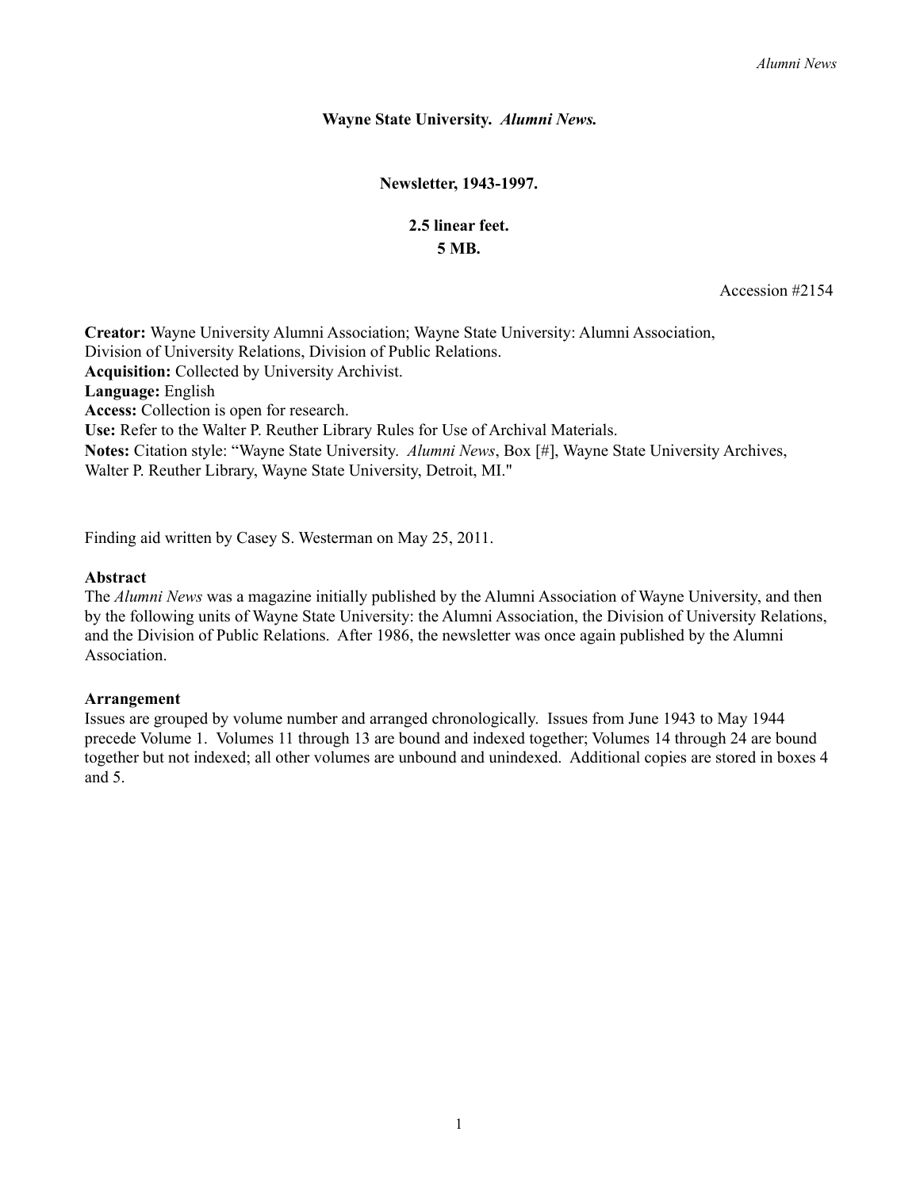**Wayne State University. *Alumni News.***

**Newsletter, 1943-1997.**

**2.5 linear feet.**
**5 MB.**

Accession #2154

**Creator:** Wayne University Alumni Association; Wayne State University: Alumni Association, Division of University Relations, Division of Public Relations.
**Acquisition:** Collected by University Archivist.
**Language:** English
**Access:** Collection is open for research.
**Use:** Refer to the Walter P. Reuther Library Rules for Use of Archival Materials.
**Notes:** Citation style: "Wayne State University. *Alumni News*, Box [#], Wayne State University Archives, Walter P. Reuther Library, Wayne State University, Detroit, MI."

Finding aid written by Casey S. Westerman on May 25, 2011.

## Abstract

The *Alumni News* was a magazine initially published by the Alumni Association of Wayne University, and then by the following units of Wayne State University: the Alumni Association, the Division of University Relations, and the Division of Public Relations. After 1986, the newsletter was once again published by the Alumni Association.

## Arrangement

Issues are grouped by volume number and arranged chronologically. Issues from June 1943 to May 1944 precede Volume 1. Volumes 11 through 13 are bound and indexed together; Volumes 14 through 24 are bound together but not indexed; all other volumes are unbound and unindexed. Additional copies are stored in boxes 4 and 5.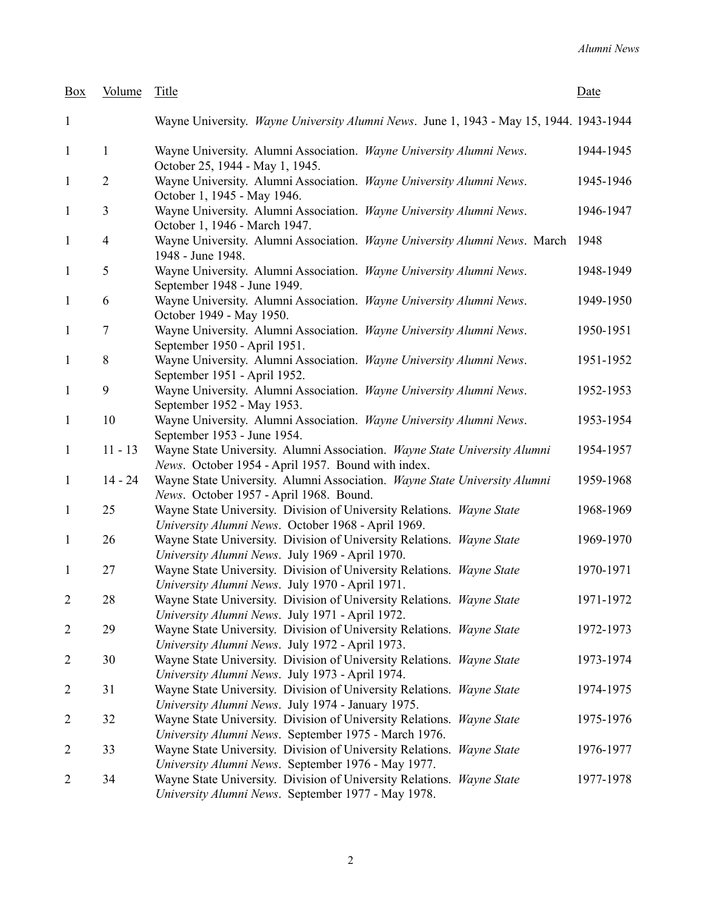| Box | Volume | Title | Date |
| --- | --- | --- | --- |
| 1 | | Wayne University. *Wayne University Alumni News*. June 1, 1943 - May 15, 1944. | 1943-1944 |
| 1 | 1 | Wayne University. Alumni Association. *Wayne University Alumni News*. October 25, 1944 - May 1, 1945. | 1944-1945 |
| 1 | 2 | Wayne University. Alumni Association. *Wayne University Alumni News*. October 1, 1945 - May 1946. | 1945-1946 |
| 1 | 3 | Wayne University. Alumni Association. *Wayne University Alumni News*. October 1, 1946 - March 1947. | 1946-1947 |
| 1 | 4 | Wayne University. Alumni Association. *Wayne University Alumni News*. March 1948 - June 1948. | 1948 |
| 1 | 5 | Wayne University. Alumni Association. *Wayne University Alumni News*. September 1948 - June 1949. | 1948-1949 |
| 1 | 6 | Wayne University. Alumni Association. *Wayne University Alumni News*. October 1949 - May 1950. | 1949-1950 |
| 1 | 7 | Wayne University. Alumni Association. *Wayne University Alumni News*. September 1950 - April 1951. | 1950-1951 |
| 1 | 8 | Wayne University. Alumni Association. *Wayne University Alumni News*. September 1951 - April 1952. | 1951-1952 |
| 1 | 9 | Wayne University. Alumni Association. *Wayne University Alumni News*. September 1952 - May 1953. | 1952-1953 |
| 1 | 10 | Wayne University. Alumni Association. *Wayne University Alumni News*. September 1953 - June 1954. | 1953-1954 |
| 1 | 11 - 13 | Wayne State University. Alumni Association. *Wayne State University Alumni News*. October 1954 - April 1957. Bound with index. | 1954-1957 |
| 1 | 14 - 24 | Wayne State University. Alumni Association. *Wayne State University Alumni News*. October 1957 - April 1968. Bound. | 1959-1968 |
| 1 | 25 | Wayne State University. Division of University Relations. *Wayne State University Alumni News*. October 1968 - April 1969. | 1968-1969 |
| 1 | 26 | Wayne State University. Division of University Relations. *Wayne State University Alumni News*. July 1969 - April 1970. | 1969-1970 |
| 1 | 27 | Wayne State University. Division of University Relations. *Wayne State University Alumni News*. July 1970 - April 1971. | 1970-1971 |
| 2 | 28 | Wayne State University. Division of University Relations. *Wayne State University Alumni News*. July 1971 - April 1972. | 1971-1972 |
| 2 | 29 | Wayne State University. Division of University Relations. *Wayne State University Alumni News*. July 1972 - April 1973. | 1972-1973 |
| 2 | 30 | Wayne State University. Division of University Relations. *Wayne State University Alumni News*. July 1973 - April 1974. | 1973-1974 |
| 2 | 31 | Wayne State University. Division of University Relations. *Wayne State University Alumni News*. July 1974 - January 1975. | 1974-1975 |
| 2 | 32 | Wayne State University. Division of University Relations. *Wayne State University Alumni News*. September 1975 - March 1976. | 1975-1976 |
| 2 | 33 | Wayne State University. Division of University Relations. *Wayne State University Alumni News*. September 1976 - May 1977. | 1976-1977 |
| 2 | 34 | Wayne State University. Division of University Relations. *Wayne State University Alumni News*. September 1977 - May 1978. | 1977-1978 |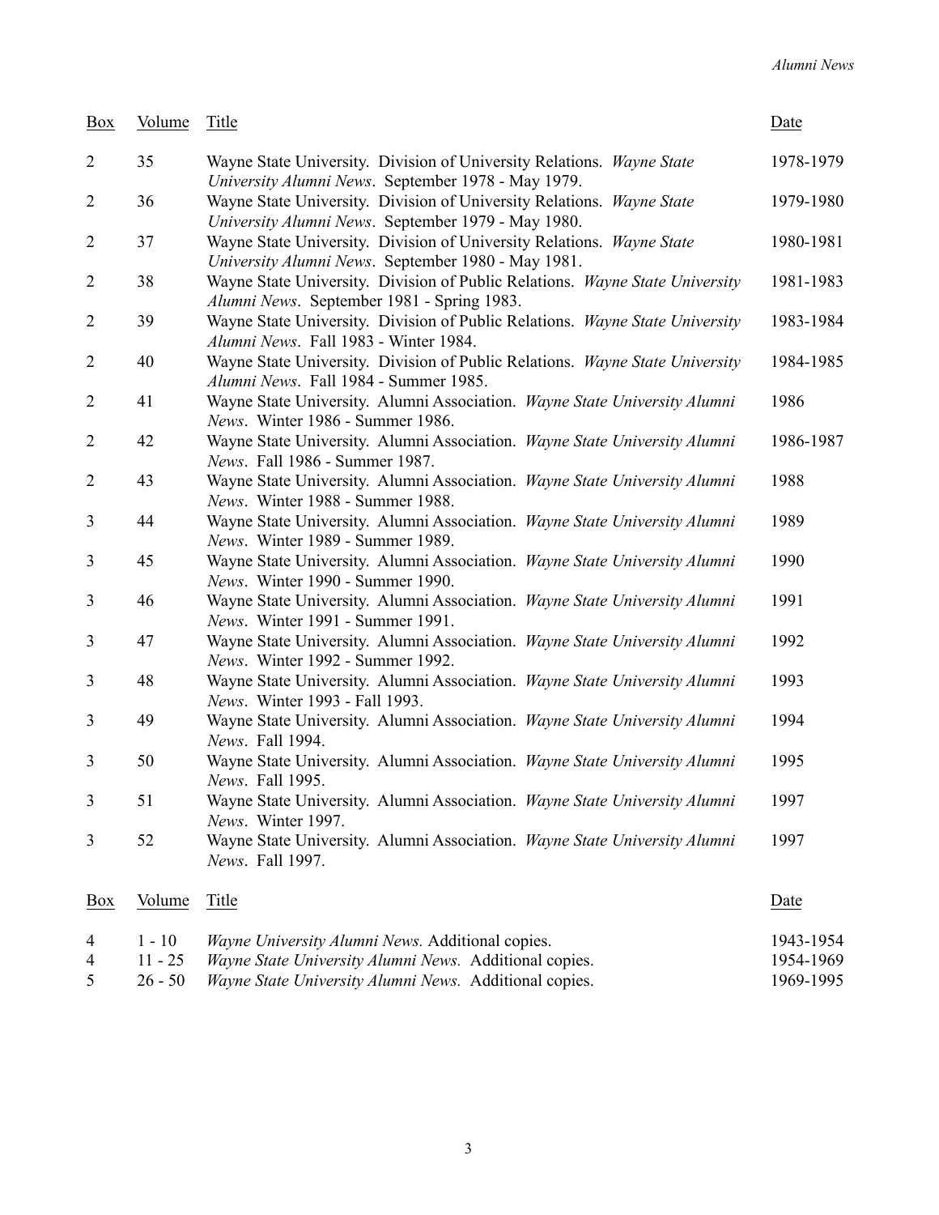| Box | Volume | Title | Date |
|---|---|---|---|
| 2 | 35 | Wayne State University. Division of University Relations. *Wayne State University Alumni News*. September 1978 - May 1979. | 1978-1979 |
| 2 | 36 | Wayne State University. Division of University Relations. *Wayne State University Alumni News*. September 1979 - May 1980. | 1979-1980 |
| 2 | 37 | Wayne State University. Division of University Relations. *Wayne State University Alumni News*. September 1980 - May 1981. | 1980-1981 |
| 2 | 38 | Wayne State University. Division of Public Relations. *Wayne State University Alumni News*. September 1981 - Spring 1983. | 1981-1983 |
| 2 | 39 | Wayne State University. Division of Public Relations. *Wayne State University Alumni News*. Fall 1983 - Winter 1984. | 1983-1984 |
| 2 | 40 | Wayne State University. Division of Public Relations. *Wayne State University Alumni News*. Fall 1984 - Summer 1985. | 1984-1985 |
| 2 | 41 | Wayne State University. Alumni Association. *Wayne State University Alumni News*. Winter 1986 - Summer 1986. | 1986 |
| 2 | 42 | Wayne State University. Alumni Association. *Wayne State University Alumni News*. Fall 1986 - Summer 1987. | 1986-1987 |
| 2 | 43 | Wayne State University. Alumni Association. *Wayne State University Alumni News*. Winter 1988 - Summer 1988. | 1988 |
| 3 | 44 | Wayne State University. Alumni Association. *Wayne State University Alumni News*. Winter 1989 - Summer 1989. | 1989 |
| 3 | 45 | Wayne State University. Alumni Association. *Wayne State University Alumni News*. Winter 1990 - Summer 1990. | 1990 |
| 3 | 46 | Wayne State University. Alumni Association. *Wayne State University Alumni News*. Winter 1991 - Summer 1991. | 1991 |
| 3 | 47 | Wayne State University. Alumni Association. *Wayne State University Alumni News*. Winter 1992 - Summer 1992. | 1992 |
| 3 | 48 | Wayne State University. Alumni Association. *Wayne State University Alumni News*. Winter 1993 - Fall 1993. | 1993 |
| 3 | 49 | Wayne State University. Alumni Association. *Wayne State University Alumni News*. Fall 1994. | 1994 |
| 3 | 50 | Wayne State University. Alumni Association. *Wayne State University Alumni News*. Fall 1995. | 1995 |
| 3 | 51 | Wayne State University. Alumni Association. *Wayne State University Alumni News*. Winter 1997. | 1997 |
| 3 | 52 | Wayne State University. Alumni Association. *Wayne State University Alumni News*. Fall 1997. | 1997 |

| Box | Volume | Title | Date |
|---|---|---|---|
| 4 | 1 - 10 | *Wayne University Alumni News.* Additional copies. | 1943-1954 |
| 4 | 11 - 25 | *Wayne State University Alumni News.* Additional copies. | 1954-1969 |
| 5 | 26 - 50 | *Wayne State University Alumni News.* Additional copies. | 1969-1995 |